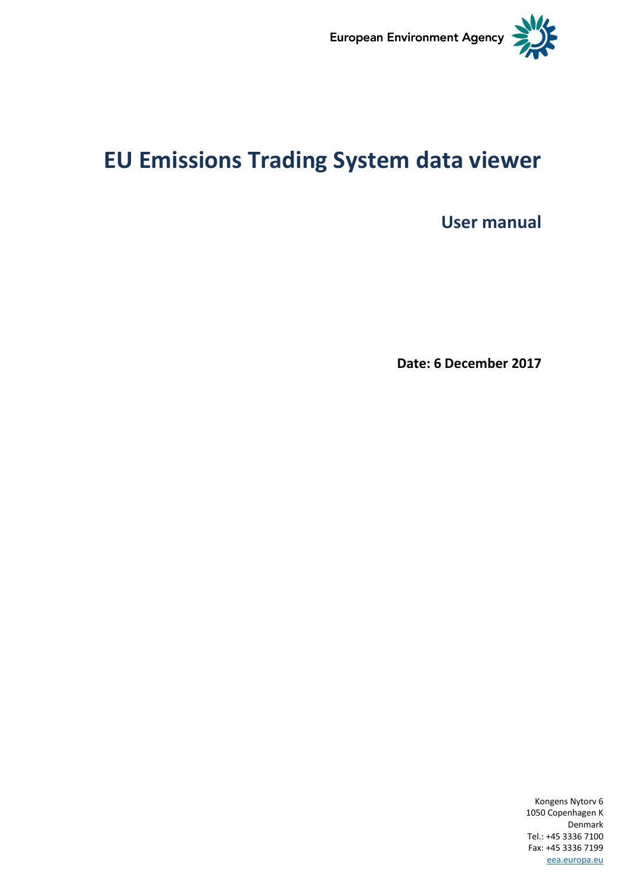European Environment Agency

# EU Emissions Trading System data viewer

## User manual

**Date: 6 December 2017**

Kongens Nytorv 6
1050 Copenhagen K
Denmark
Tel.: +45 3336 7100
Fax: +45 3336 7199
eea.europa.eu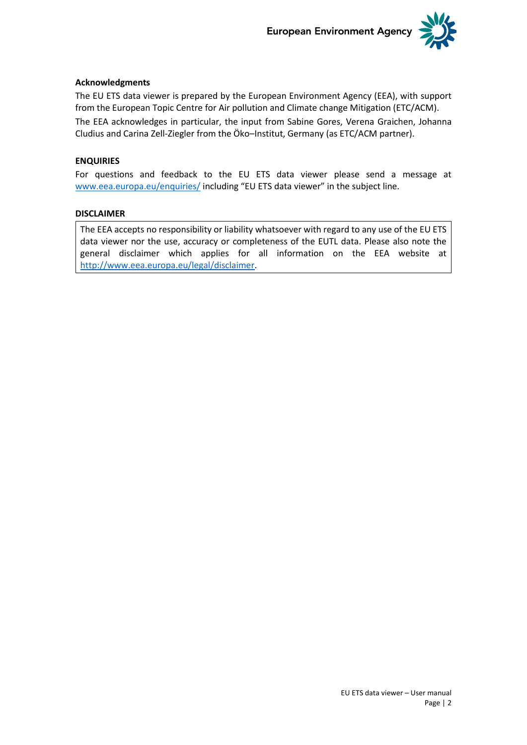**Acknowledgments**

The EU ETS data viewer is prepared by the European Environment Agency (EEA), with support from the European Topic Centre for Air pollution and Climate change Mitigation (ETC/ACM).

The EEA acknowledges in particular, the input from Sabine Gores, Verena Graichen, Johanna Cludius and Carina Zell-Ziegler from the Öko–Institut, Germany (as ETC/ACM partner).

**ENQUIRIES**

For questions and feedback to the EU ETS data viewer please send a message at [www.eea.europa.eu/enquiries/](www.eea.europa.eu/enquiries/) including "EU ETS data viewer" in the subject line.

**DISCLAIMER**

The EEA accepts no responsibility or liability whatsoever with regard to any use of the EU ETS data viewer nor the use, accuracy or completeness of the EUTL data. Please also note the general disclaimer which applies for all information on the EEA website at [http://www.eea.europa.eu/legal/disclaimer](http://www.eea.europa.eu/legal/disclaimer).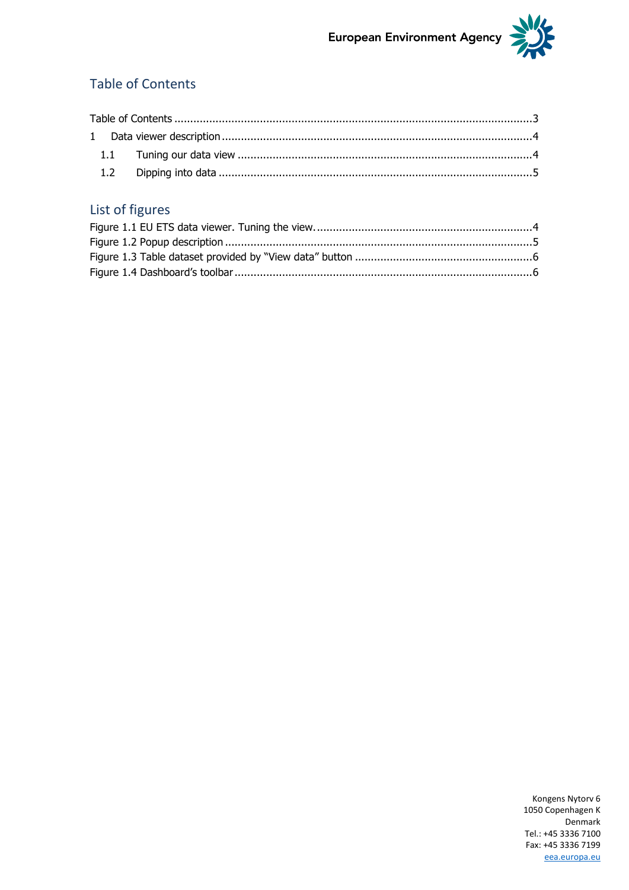## Table of Contents

Table of Contents ....................................................................................................................3

1 Data viewer description .......................................................................................................4

1.1 Tuning our data view .....................................................................................................4

1.2 Dipping into data ............................................................................................................5

## List of figures

Figure 1.1 EU ETS data viewer. Tuning the view. ........................................................................4

Figure 1.2 Popup description .......................................................................................................5

Figure 1.3 Table dataset provided by "View data" button ...........................................................6

Figure 1.4 Dashboard's toolbar ....................................................................................................6

Kongens Nytorv 6
1050 Copenhagen K
Denmark
Tel.: +45 3336 7100
Fax: +45 3336 7199
eea.europa.eu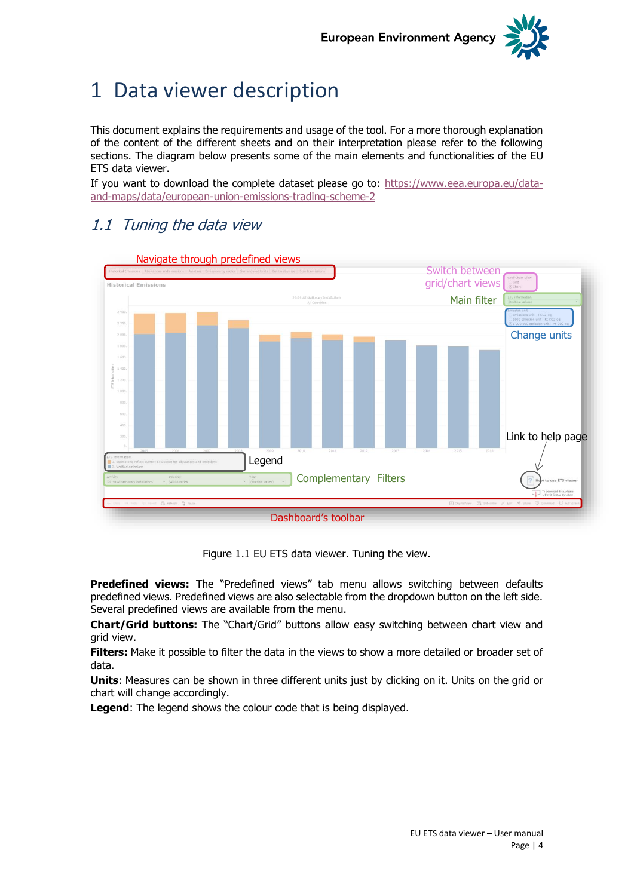# 1 Data viewer description

This document explains the requirements and usage of the tool. For a more thorough explanation of the content of the different sheets and on their interpretation please refer to the following sections. The diagram below presents some of the main elements and functionalities of the EU ETS data viewer.

If you want to download the complete dataset please go to: https://www.eea.europa.eu/data-and-maps/data/european-union-emissions-trading-scheme-2

## 1.1 *Tuning the data view*

Figure 1.1 EU ETS data viewer. Tuning the view.

**Predefined views:** The "Predefined views" tab menu allows switching between defaults predefined views. Predefined views are also selectable from the dropdown button on the left side. Several predefined views are available from the menu.

**Chart/Grid buttons:** The "Chart/Grid" buttons allow easy switching between chart view and grid view.

**Filters:** Make it possible to filter the data in the views to show a more detailed or broader set of data.

**Units**: Measures can be shown in three different units just by clicking on it. Units on the grid or chart will change accordingly.

**Legend**: The legend shows the colour code that is being displayed.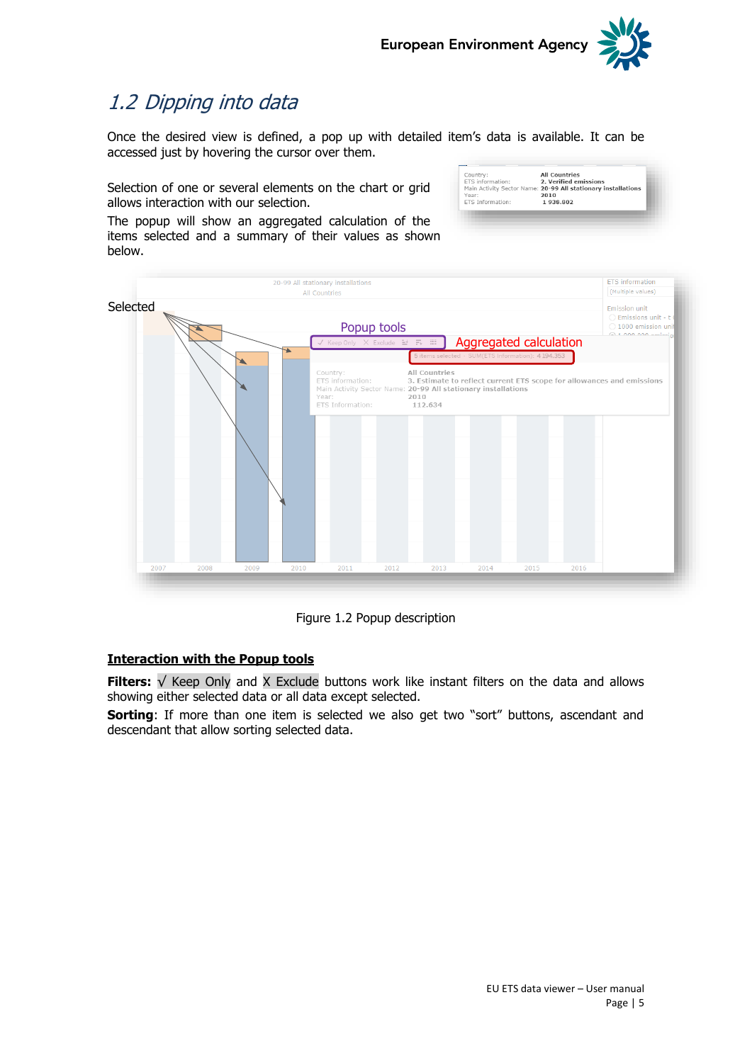## 1.2 Dipping into data

Once the desired view is defined, a pop up with detailed item's data is available. It can be accessed just by hovering the cursor over them.

Selection of one or several elements on the chart or grid allows interaction with our selection.

The popup will show an aggregated calculation of the items selected and a summary of their values as shown below.

Figure 1.2 Popup description

**Interaction with the Popup tools**

**Filters:** √ Keep Only and X Exclude buttons work like instant filters on the data and allows showing either selected data or all data except selected.

**Sorting**: If more than one item is selected we also get two "sort" buttons, ascendant and descendant that allow sorting selected data.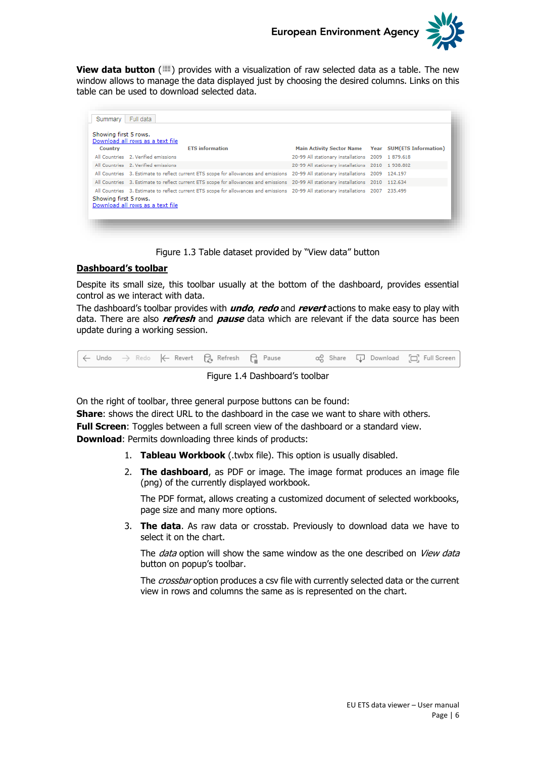**View data button** (▦) provides with a visualization of raw selected data as a table. The new window allows to manage the data displayed just by choosing the desired columns. Links on this table can be used to download selected data.

Summary | Full data

Showing first 5 rows.
Download all rows as a text file

| Country | ETS information | Main Activity Sector Name | Year | SUM(ETS Information) |
|---|---|---|---|---|
| All Countries | 2. Verified emissions | 20-99 All stationary installations | 2009 | 1 879.618 |
| All Countries | 2. Verified emissions | 20-99 All stationary installations | 2010 | 1 938.802 |
| All Countries | 3. Estimate to reflect current ETS scope for allowances and emissions | 20-99 All stationary installations | 2009 | 124.197 |
| All Countries | 3. Estimate to reflect current ETS scope for allowances and emissions | 20-99 All stationary installations | 2010 | 112.634 |
| All Countries | 3. Estimate to reflect current ETS scope for allowances and emissions | 20-99 All stationary installations | 2007 | 235.499 |

Showing first 5 rows.
Download all rows as a text file

Figure 1.3 Table dataset provided by "View data" button

## Dashboard's toolbar

Despite its small size, this toolbar usually at the bottom of the dashboard, provides essential control as we interact with data.

The dashboard's toolbar provides with ***undo***, ***redo*** and ***revert*** actions to make easy to play with data. There are also ***refresh*** and ***pause*** data which are relevant if the data source has been update during a working session.

← Undo → Redo |← Revert Refresh Pause Share Download Full Screen

Figure 1.4 Dashboard's toolbar

On the right of toolbar, three general purpose buttons can be found:

**Share**: shows the direct URL to the dashboard in the case we want to share with others.

**Full Screen**: Toggles between a full screen view of the dashboard or a standard view.

**Download**: Permits downloading three kinds of products:

1. **Tableau Workbook** (.twbx file). This option is usually disabled.
2. **The dashboard**, as PDF or image. The image format produces an image file (png) of the currently displayed workbook.

   The PDF format, allows creating a customized document of selected workbooks, page size and many more options.
3. **The data**. As raw data or crosstab. Previously to download data we have to select it on the chart.

   The *data* option will show the same window as the one described on *View data* button on popup's toolbar.

   The *crossbar* option produces a csv file with currently selected data or the current view in rows and columns the same as is represented on the chart.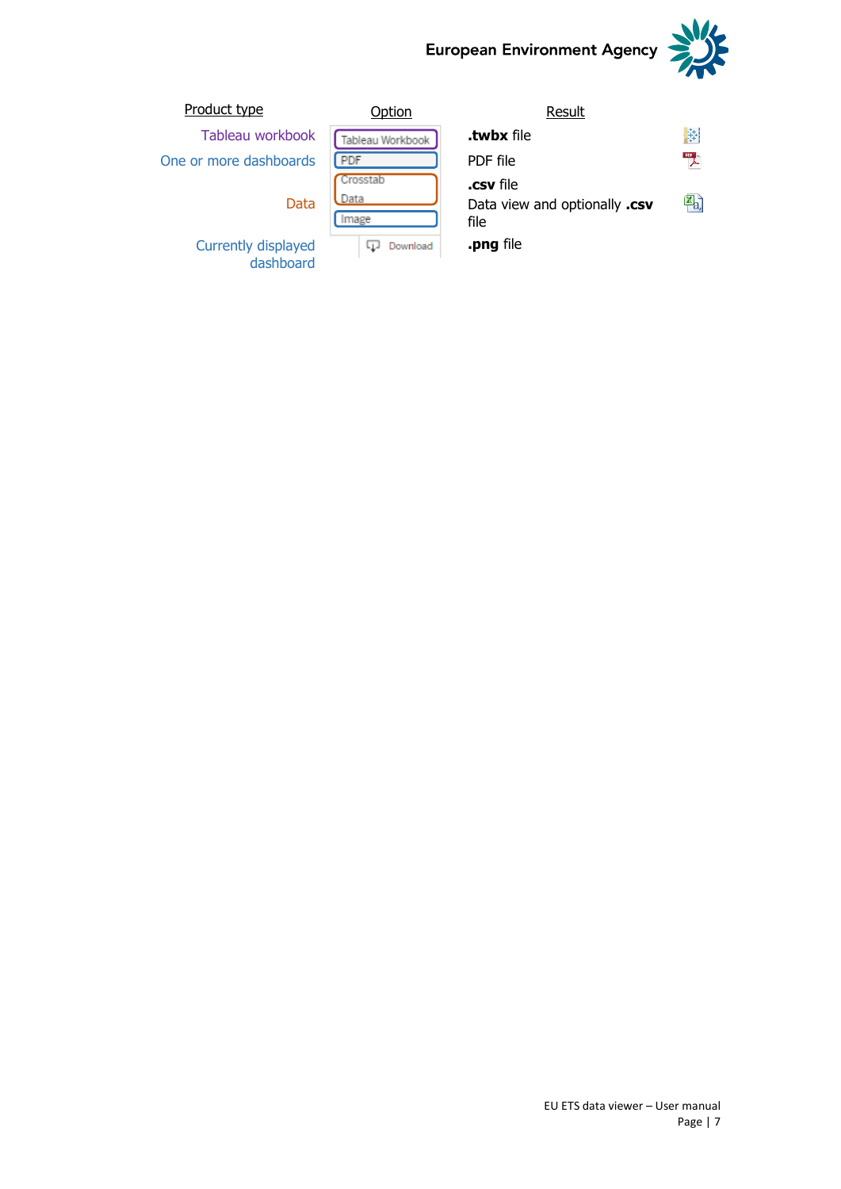| Product type | Option | Result |
|---|---|---|
| Tableau workbook | Tableau Workbook | **.twbx** file |
| One or more dashboards | PDF | PDF file |
| Data | Crosstab | **.csv** file |
| | Data | Data view and optionally **.csv** file |
| | Image | |
| Currently displayed dashboard | Download | **.png** file |